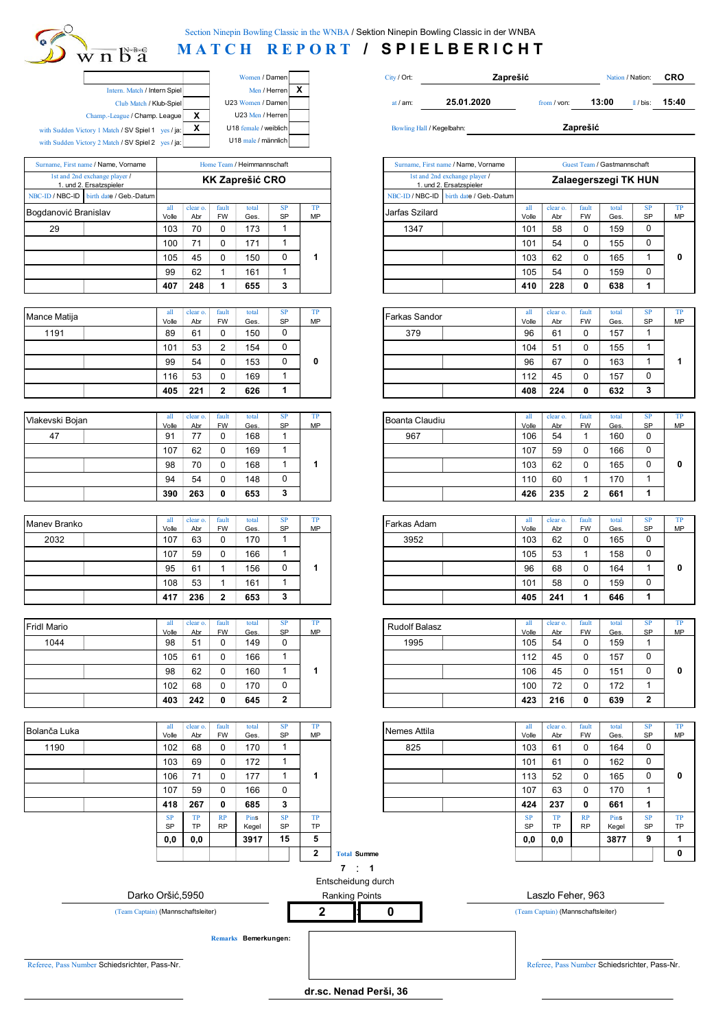# Section Ninepin Bowling Classic in the WNBA / Sektion Ninepin Bowling Classic in der WNBA

## MATCH REPORT / SPIELBERICHT

| | | | |
|---|---|---|---|
| | | Women / Damen | |
| Intern. Match / Intern Spiel | | Men / Herren | X |
| Club Match / Klub-Spiel | | U23 Women / Damen | |
| Champ.-League / Champ. League | X | U23 Men / Herren | |
| with Sudden Victory 1 Match / SV Spiel 1 yes / ja: | X | U18 female / weiblich | |
| with Sudden Victory 2 Match / SV Spiel 2 yes / ja: | | U18 male / männlich | |

City / Ort: **Zaprešić** — Nation / Nation: **CRO**

at / am: **25.01.2020** — from / von: **13:00** — ll / bis: **15:40**

Bowling Hall / Kegelbahn: **Zaprešić**

### Home Team / Heimmannschaft: KK Zaprešić CRO

| Surname, First name / Name, Vorname | NBC-ID | all / Volle | clear o. / Abr | fault / FW | total / Ges. | SP / SP | TP / MP |
|---|---|---|---|---|---|---|---|
| Bogdanović Branislav | 29 | 103 | 70 | 0 | 173 | 1 | |
| | | 100 | 71 | 0 | 171 | 1 | |
| | | 105 | 45 | 0 | 150 | 0 | 1 |
| | | 99 | 62 | 1 | 161 | 1 | |
| | | **407** | **248** | **1** | **655** | **3** | |
| Mance Matija | 1191 | 89 | 61 | 0 | 150 | 0 | |
| | | 101 | 53 | 2 | 154 | 0 | |
| | | 99 | 54 | 0 | 153 | 0 | 0 |
| | | 116 | 53 | 0 | 169 | 1 | |
| | | **405** | **221** | **2** | **626** | **1** | |
| Vlakevski Bojan | 47 | 91 | 77 | 0 | 168 | 1 | |
| | | 107 | 62 | 0 | 169 | 1 | |
| | | 98 | 70 | 0 | 168 | 1 | 1 |
| | | 94 | 54 | 0 | 148 | 0 | |
| | | **390** | **263** | **0** | **653** | **3** | |
| Manev Branko | 2032 | 107 | 63 | 0 | 170 | 1 | |
| | | 107 | 59 | 0 | 166 | 1 | |
| | | 95 | 61 | 1 | 156 | 0 | 1 |
| | | 108 | 53 | 1 | 161 | 1 | |
| | | **417** | **236** | **2** | **653** | **3** | |
| Fridl Mario | 1044 | 98 | 51 | 0 | 149 | 0 | |
| | | 105 | 61 | 0 | 166 | 1 | |
| | | 98 | 62 | 0 | 160 | 1 | 1 |
| | | 102 | 68 | 0 | 170 | 0 | |
| | | **403** | **242** | **0** | **645** | **2** | |
| Bolanča Luka | 1190 | 102 | 68 | 0 | 170 | 1 | |
| | | 103 | 69 | 0 | 172 | 1 | |
| | | 106 | 71 | 0 | 177 | 1 | 1 |
| | | 107 | 59 | 0 | 166 | 0 | |
| | | **418** | **267** | **0** | **685** | **3** | |

| SP / SP | TP / TP | RP / RP | Pins / Kegel | SP / SP | TP / TP |
|---|---|---|---|---|---|
| 0,0 | 0,0 | | 3917 | 15 | 5 |
| | | | | | 2 |

### Guest Team / Gastmannschaft: Zalaegerszegi TK HUN

| Surname, First name / Name, Vorname | NBC-ID | all / Volle | clear o. / Abr | fault / FW | total / Ges. | SP / SP | TP / MP |
|---|---|---|---|---|---|---|---|
| Jarfas Szilard | 1347 | 101 | 58 | 0 | 159 | 0 | |
| | | 101 | 54 | 0 | 155 | 0 | |
| | | 103 | 62 | 0 | 165 | 1 | 0 |
| | | 105 | 54 | 0 | 159 | 0 | |
| | | **410** | **228** | **0** | **638** | **1** | |
| Farkas Sandor | 379 | 96 | 61 | 0 | 157 | 1 | |
| | | 104 | 51 | 0 | 155 | 1 | |
| | | 96 | 67 | 0 | 163 | 1 | 1 |
| | | 112 | 45 | 0 | 157 | 0 | |
| | | **408** | **224** | **0** | **632** | **3** | |
| Boanta Claudiu | 967 | 106 | 54 | 1 | 160 | 0 | |
| | | 107 | 59 | 0 | 166 | 0 | |
| | | 103 | 62 | 0 | 165 | 0 | 0 |
| | | 110 | 60 | 1 | 170 | 1 | |
| | | **426** | **235** | **2** | **661** | **1** | |
| Farkas Adam | 3952 | 103 | 62 | 0 | 165 | 0 | |
| | | 105 | 53 | 1 | 158 | 0 | |
| | | 96 | 68 | 0 | 164 | 1 | 0 |
| | | 101 | 58 | 0 | 159 | 0 | |
| | | **405** | **241** | **1** | **646** | **1** | |
| Rudolf Balasz | 1995 | 105 | 54 | 0 | 159 | 1 | |
| | | 112 | 45 | 0 | 157 | 0 | |
| | | 106 | 45 | 0 | 151 | 0 | 0 |
| | | 100 | 72 | 0 | 172 | 1 | |
| | | **423** | **216** | **0** | **639** | **2** | |
| Nemes Attila | 825 | 103 | 61 | 0 | 164 | 0 | |
| | | 101 | 61 | 0 | 162 | 0 | |
| | | 113 | 52 | 0 | 165 | 0 | 0 |
| | | 107 | 63 | 0 | 170 | 1 | |
| | | **424** | **237** | **0** | **661** | **1** | |

| SP / SP | TP / TP | RP / RP | Pins / Kegel | SP / SP | TP / TP |
|---|---|---|---|---|---|
| 0,0 | 0,0 | | 3877 | 9 | 1 |
| | | | | | 0 |

**Total Summe**

**7 : 1**

Entscheidung durch Ranking Points

| 2 | 0 |
|---|---|

Darko Oršić,5950 — (Team Captain) (Mannschaftsleiter)

Laszlo Feher, 963 — (Team Captain) (Mannschaftsleiter)

**Remarks Bemerkungen:**

Referee, Pass Number Schiedsrichter, Pass-Nr.

Referee, Pass Number Schiedsrichter, Pass-Nr.

**dr.sc. Nenad Perši, 36**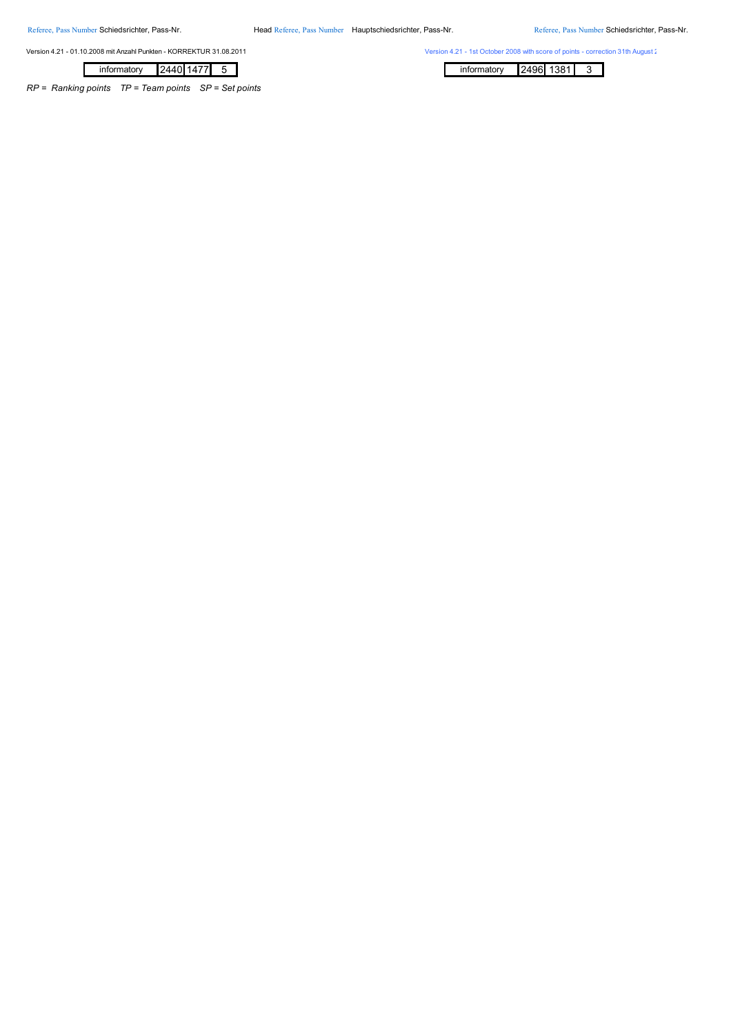Referee, Pass Number Schiedsrichter, Pass-Nr. Head Referee, Pass Number Hauptschiedsrichter, Pass-Nr. Referee, Pass Number Schiedsrichter, Pass-Nr.

Version 4.21 - 01.10.2008 mit Anzahl Punkten - KORREKTUR 31.08.2011

| informatory | 2440 | 1477 | 5 |
|---|---|---|---|

Version 4.21 - 1st October 2008 with score of points - correction 31th August 2

| informatory | 2496 | 1381 | 3 |
|---|---|---|---|

*RP = Ranking points TP = Team points SP = Set points*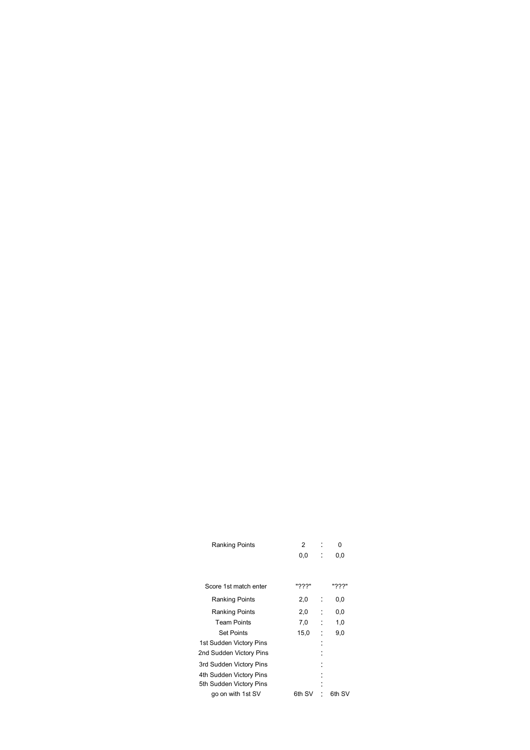| | | | |
|---|---|---|---|
| Ranking Points | 2 | : | 0 |
| | 0,0 | : | 0,0 |

| | | | |
|---|---|---|---|
| Score 1st match enter | "???" | | "???" |
| Ranking Points | 2,0 | : | 0,0 |
| Ranking Points | 2,0 | : | 0,0 |
| Team Points | 7,0 | : | 1,0 |
| Set Points | 15,0 | : | 9,0 |
| 1st Sudden Victory Pins | | : | |
| 2nd Sudden Victory Pins | | : | |
| 3rd Sudden Victory Pins | | : | |
| 4th Sudden Victory Pins | | : | |
| 5th Sudden Victory Pins | | : | |
| go on with 1st SV | 6th SV | : | 6th SV |